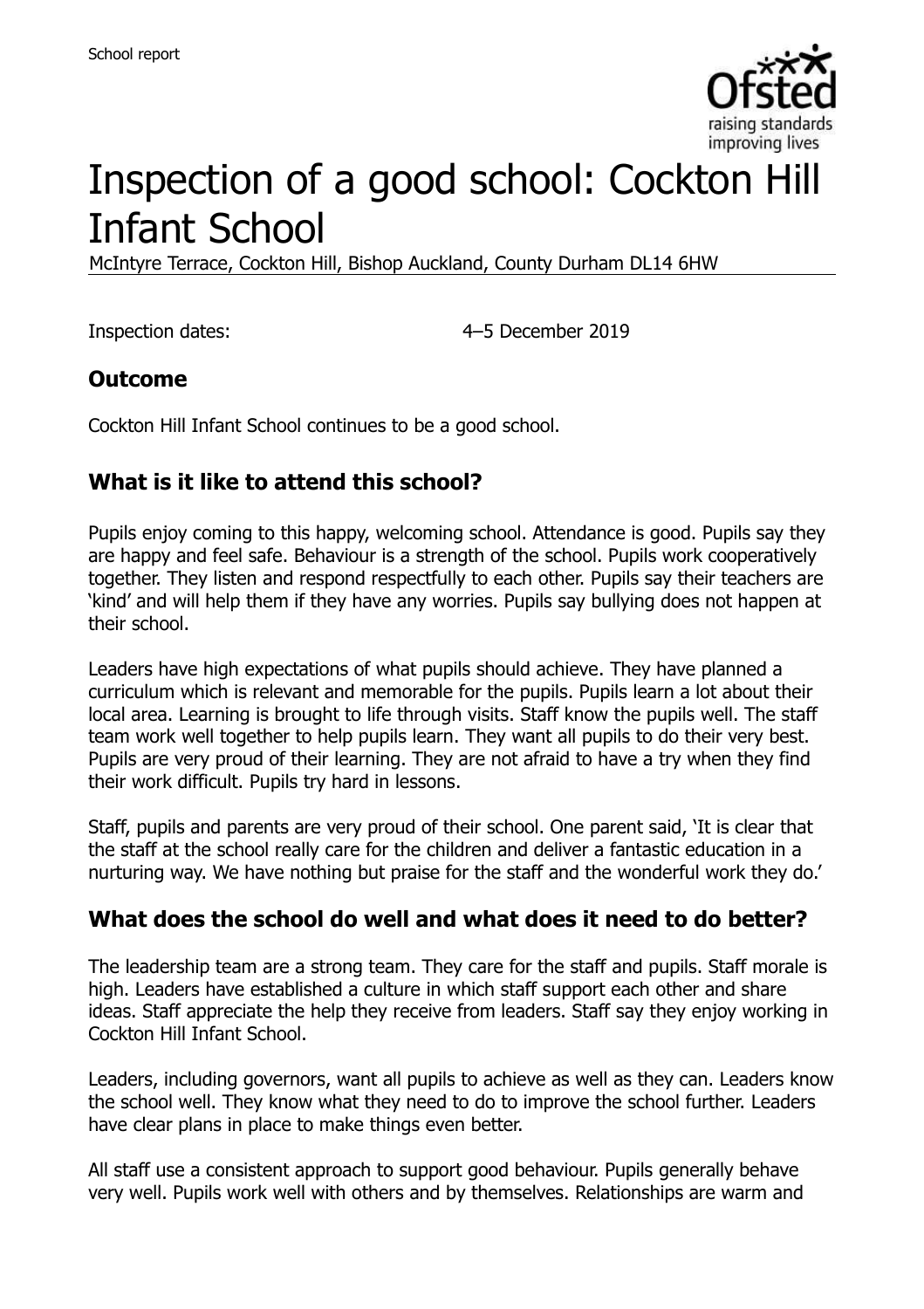School report

# Inspection of a good school: Cockton Hill Infant School

McIntyre Terrace, Cockton Hill, Bishop Auckland, County Durham DL14 6HW

Inspection dates: 4–5 December 2019

## Outcome

Cockton Hill Infant School continues to be a good school.

## What is it like to attend this school?

Pupils enjoy coming to this happy, welcoming school. Attendance is good. Pupils say they are happy and feel safe. Behaviour is a strength of the school. Pupils work cooperatively together. They listen and respond respectfully to each other. Pupils say their teachers are 'kind' and will help them if they have any worries. Pupils say bullying does not happen at their school.

Leaders have high expectations of what pupils should achieve. They have planned a curriculum which is relevant and memorable for the pupils. Pupils learn a lot about their local area. Learning is brought to life through visits. Staff know the pupils well. The staff team work well together to help pupils learn. They want all pupils to do their very best. Pupils are very proud of their learning. They are not afraid to have a try when they find their work difficult. Pupils try hard in lessons.

Staff, pupils and parents are very proud of their school. One parent said, 'It is clear that the staff at the school really care for the children and deliver a fantastic education in a nurturing way. We have nothing but praise for the staff and the wonderful work they do.'

## What does the school do well and what does it need to do better?

The leadership team are a strong team. They care for the staff and pupils. Staff morale is high. Leaders have established a culture in which staff support each other and share ideas. Staff appreciate the help they receive from leaders. Staff say they enjoy working in Cockton Hill Infant School.

Leaders, including governors, want all pupils to achieve as well as they can. Leaders know the school well. They know what they need to do to improve the school further. Leaders have clear plans in place to make things even better.

All staff use a consistent approach to support good behaviour. Pupils generally behave very well. Pupils work well with others and by themselves. Relationships are warm and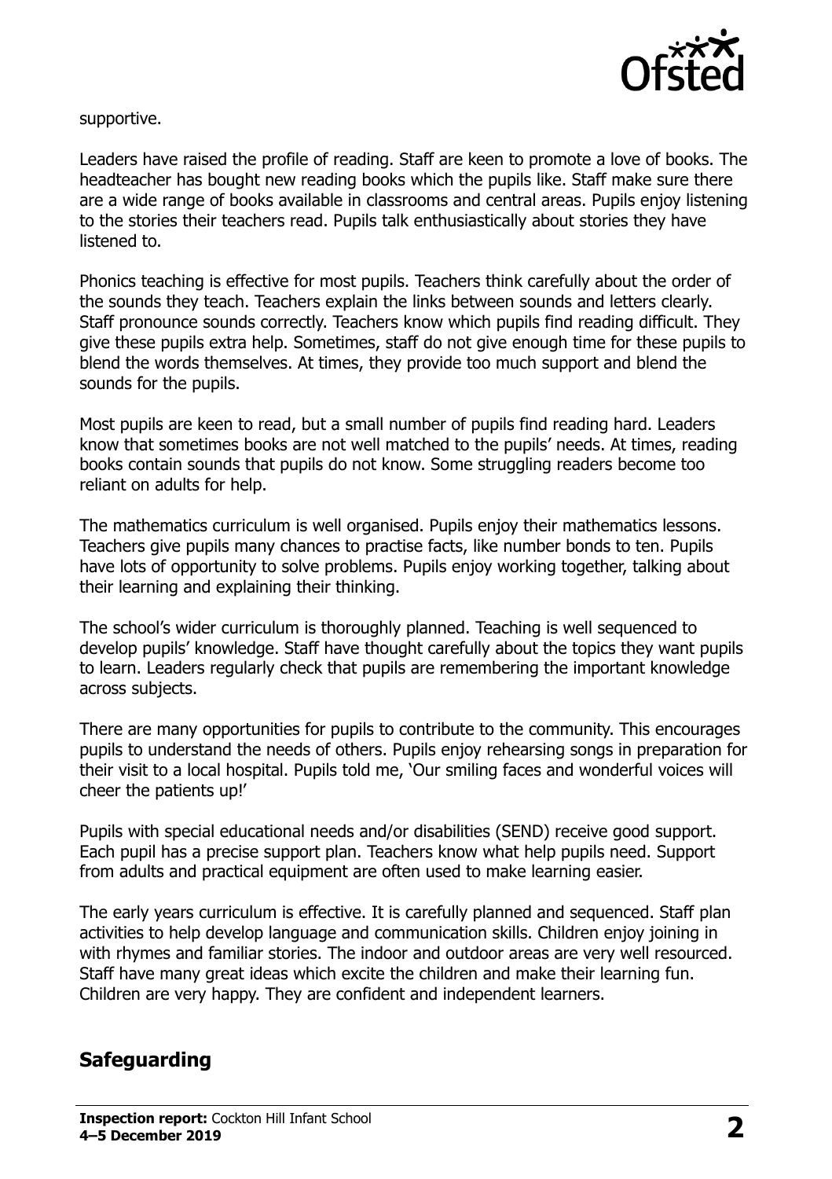supportive.

Leaders have raised the profile of reading. Staff are keen to promote a love of books. The headteacher has bought new reading books which the pupils like. Staff make sure there are a wide range of books available in classrooms and central areas. Pupils enjoy listening to the stories their teachers read. Pupils talk enthusiastically about stories they have listened to.

Phonics teaching is effective for most pupils. Teachers think carefully about the order of the sounds they teach. Teachers explain the links between sounds and letters clearly. Staff pronounce sounds correctly. Teachers know which pupils find reading difficult. They give these pupils extra help. Sometimes, staff do not give enough time for these pupils to blend the words themselves. At times, they provide too much support and blend the sounds for the pupils.

Most pupils are keen to read, but a small number of pupils find reading hard. Leaders know that sometimes books are not well matched to the pupils' needs. At times, reading books contain sounds that pupils do not know. Some struggling readers become too reliant on adults for help.

The mathematics curriculum is well organised. Pupils enjoy their mathematics lessons. Teachers give pupils many chances to practise facts, like number bonds to ten. Pupils have lots of opportunity to solve problems. Pupils enjoy working together, talking about their learning and explaining their thinking.

The school's wider curriculum is thoroughly planned. Teaching is well sequenced to develop pupils' knowledge. Staff have thought carefully about the topics they want pupils to learn. Leaders regularly check that pupils are remembering the important knowledge across subjects.

There are many opportunities for pupils to contribute to the community. This encourages pupils to understand the needs of others. Pupils enjoy rehearsing songs in preparation for their visit to a local hospital. Pupils told me, 'Our smiling faces and wonderful voices will cheer the patients up!'

Pupils with special educational needs and/or disabilities (SEND) receive good support. Each pupil has a precise support plan. Teachers know what help pupils need. Support from adults and practical equipment are often used to make learning easier.

The early years curriculum is effective. It is carefully planned and sequenced. Staff plan activities to help develop language and communication skills. Children enjoy joining in with rhymes and familiar stories. The indoor and outdoor areas are very well resourced. Staff have many great ideas which excite the children and make their learning fun. Children are very happy. They are confident and independent learners.

## Safeguarding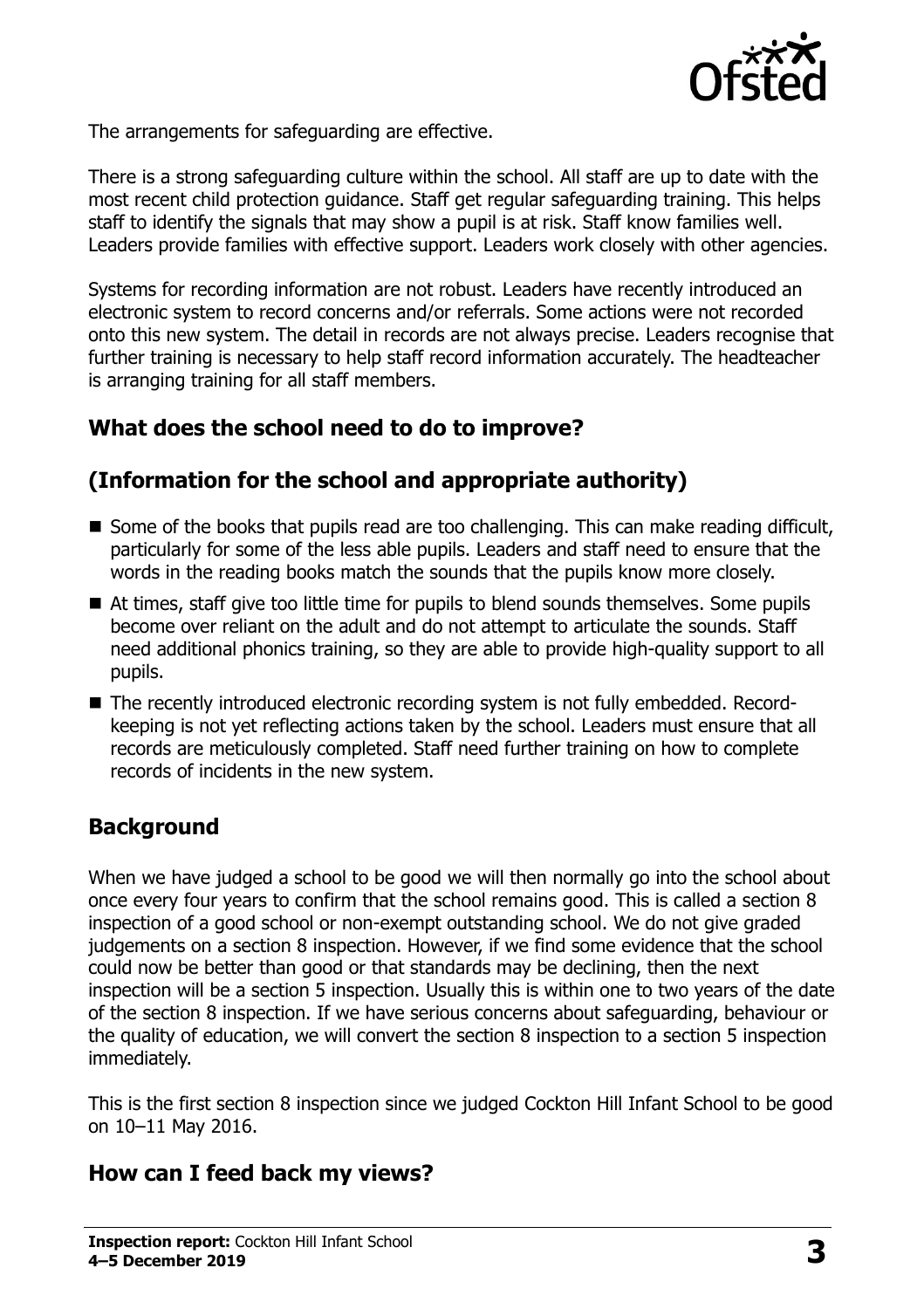The arrangements for safeguarding are effective.

There is a strong safeguarding culture within the school. All staff are up to date with the most recent child protection guidance. Staff get regular safeguarding training. This helps staff to identify the signals that may show a pupil is at risk. Staff know families well. Leaders provide families with effective support. Leaders work closely with other agencies.

Systems for recording information are not robust. Leaders have recently introduced an electronic system to record concerns and/or referrals. Some actions were not recorded onto this new system. The detail in records are not always precise. Leaders recognise that further training is necessary to help staff record information accurately. The headteacher is arranging training for all staff members.

## What does the school need to do to improve?

## (Information for the school and appropriate authority)

- Some of the books that pupils read are too challenging. This can make reading difficult, particularly for some of the less able pupils. Leaders and staff need to ensure that the words in the reading books match the sounds that the pupils know more closely.
- At times, staff give too little time for pupils to blend sounds themselves. Some pupils become over reliant on the adult and do not attempt to articulate the sounds. Staff need additional phonics training, so they are able to provide high-quality support to all pupils.
- The recently introduced electronic recording system is not fully embedded. Record-keeping is not yet reflecting actions taken by the school. Leaders must ensure that all records are meticulously completed. Staff need further training on how to complete records of incidents in the new system.

## Background

When we have judged a school to be good we will then normally go into the school about once every four years to confirm that the school remains good. This is called a section 8 inspection of a good school or non-exempt outstanding school. We do not give graded judgements on a section 8 inspection. However, if we find some evidence that the school could now be better than good or that standards may be declining, then the next inspection will be a section 5 inspection. Usually this is within one to two years of the date of the section 8 inspection. If we have serious concerns about safeguarding, behaviour or the quality of education, we will convert the section 8 inspection to a section 5 inspection immediately.

This is the first section 8 inspection since we judged Cockton Hill Infant School to be good on 10–11 May 2016.

## How can I feed back my views?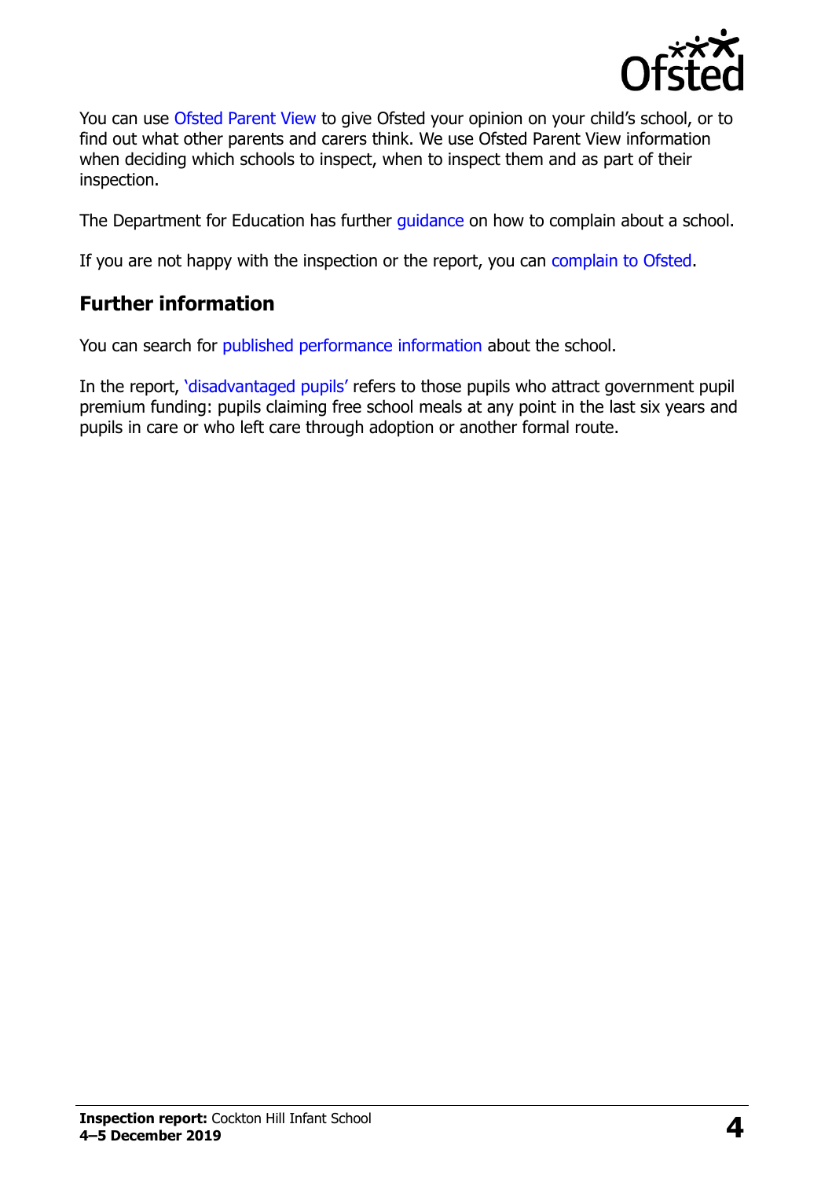You can use Ofsted Parent View to give Ofsted your opinion on your child's school, or to find out what other parents and carers think. We use Ofsted Parent View information when deciding which schools to inspect, when to inspect them and as part of their inspection.

The Department for Education has further guidance on how to complain about a school.

If you are not happy with the inspection or the report, you can complain to Ofsted.

## Further information

You can search for published performance information about the school.

In the report, 'disadvantaged pupils' refers to those pupils who attract government pupil premium funding: pupils claiming free school meals at any point in the last six years and pupils in care or who left care through adoption or another formal route.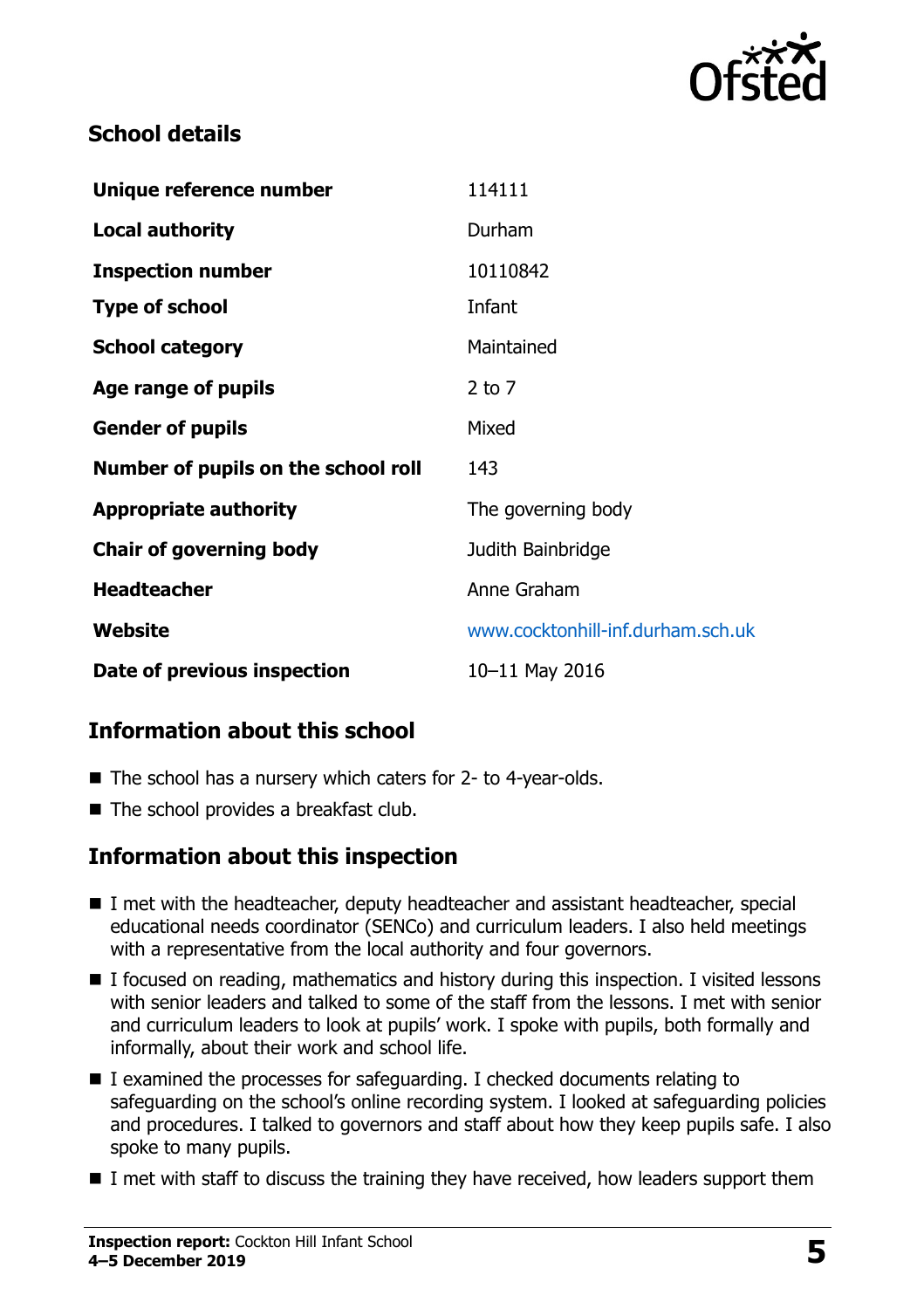## School details

| | |
|---|---|
| **Unique reference number** | 114111 |
| **Local authority** | Durham |
| **Inspection number** | 10110842 |
| **Type of school** | Infant |
| **School category** | Maintained |
| **Age range of pupils** | 2 to 7 |
| **Gender of pupils** | Mixed |
| **Number of pupils on the school roll** | 143 |
| **Appropriate authority** | The governing body |
| **Chair of governing body** | Judith Bainbridge |
| **Headteacher** | Anne Graham |
| **Website** | www.cocktonhill-inf.durham.sch.uk |
| **Date of previous inspection** | 10–11 May 2016 |

## Information about this school

- The school has a nursery which caters for 2- to 4-year-olds.
- The school provides a breakfast club.

## Information about this inspection

- I met with the headteacher, deputy headteacher and assistant headteacher, special educational needs coordinator (SENCo) and curriculum leaders. I also held meetings with a representative from the local authority and four governors.
- I focused on reading, mathematics and history during this inspection. I visited lessons with senior leaders and talked to some of the staff from the lessons. I met with senior and curriculum leaders to look at pupils' work. I spoke with pupils, both formally and informally, about their work and school life.
- I examined the processes for safeguarding. I checked documents relating to safeguarding on the school's online recording system. I looked at safeguarding policies and procedures. I talked to governors and staff about how they keep pupils safe. I also spoke to many pupils.
- I met with staff to discuss the training they have received, how leaders support them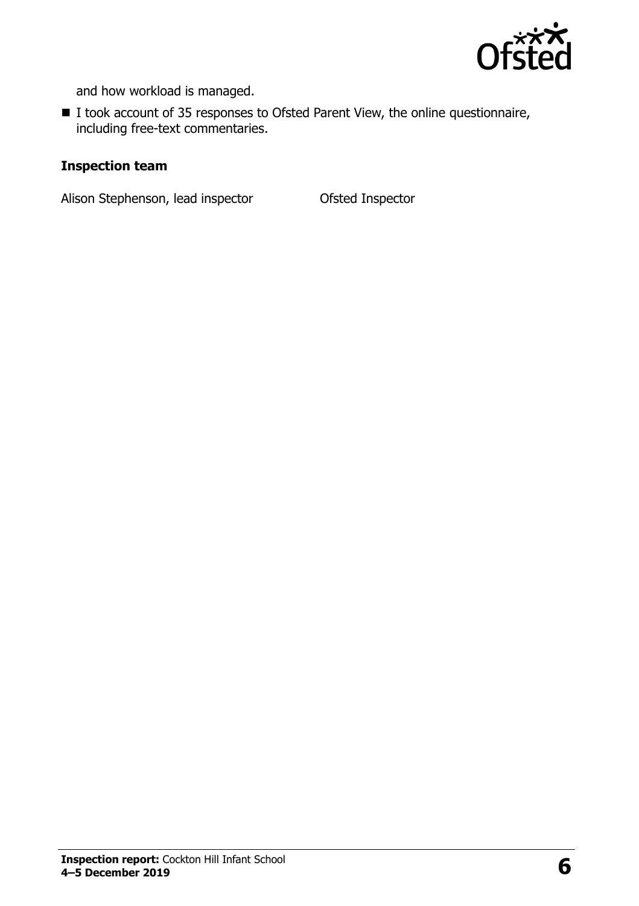and how workload is managed.

- I took account of 35 responses to Ofsted Parent View, the online questionnaire, including free-text commentaries.

**Inspection team**

| | |
|---|---|
| Alison Stephenson, lead inspector | Ofsted Inspector |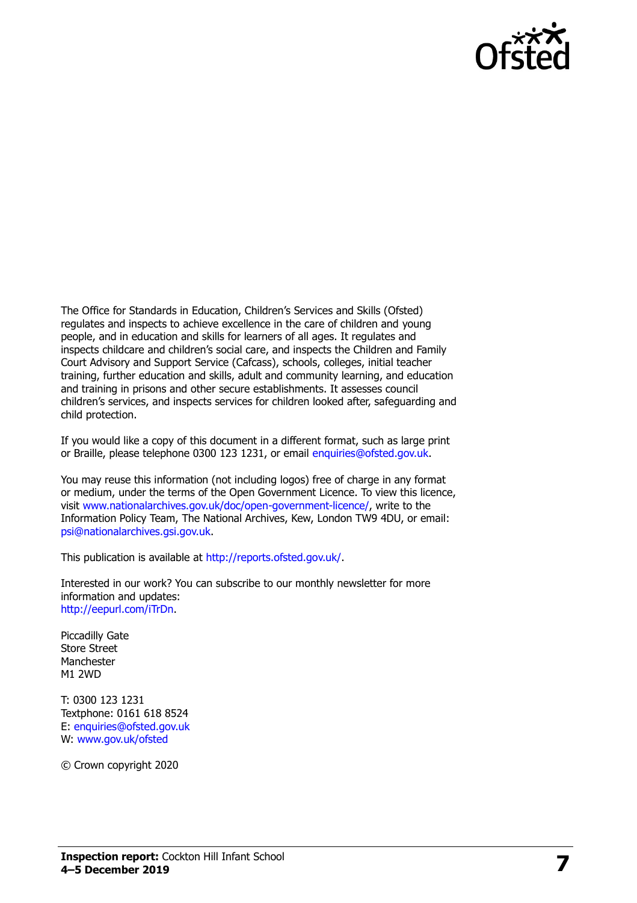The Office for Standards in Education, Children's Services and Skills (Ofsted) regulates and inspects to achieve excellence in the care of children and young people, and in education and skills for learners of all ages. It regulates and inspects childcare and children's social care, and inspects the Children and Family Court Advisory and Support Service (Cafcass), schools, colleges, initial teacher training, further education and skills, adult and community learning, and education and training in prisons and other secure establishments. It assesses council children's services, and inspects services for children looked after, safeguarding and child protection.

If you would like a copy of this document in a different format, such as large print or Braille, please telephone 0300 123 1231, or email enquiries@ofsted.gov.uk.

You may reuse this information (not including logos) free of charge in any format or medium, under the terms of the Open Government Licence. To view this licence, visit www.nationalarchives.gov.uk/doc/open-government-licence/, write to the Information Policy Team, The National Archives, Kew, London TW9 4DU, or email: psi@nationalarchives.gsi.gov.uk.

This publication is available at http://reports.ofsted.gov.uk/.

Interested in our work? You can subscribe to our monthly newsletter for more information and updates:
http://eepurl.com/iTrDn.

Piccadilly Gate
Store Street
Manchester
M1 2WD

T: 0300 123 1231
Textphone: 0161 618 8524
E: enquiries@ofsted.gov.uk
W: www.gov.uk/ofsted

© Crown copyright 2020